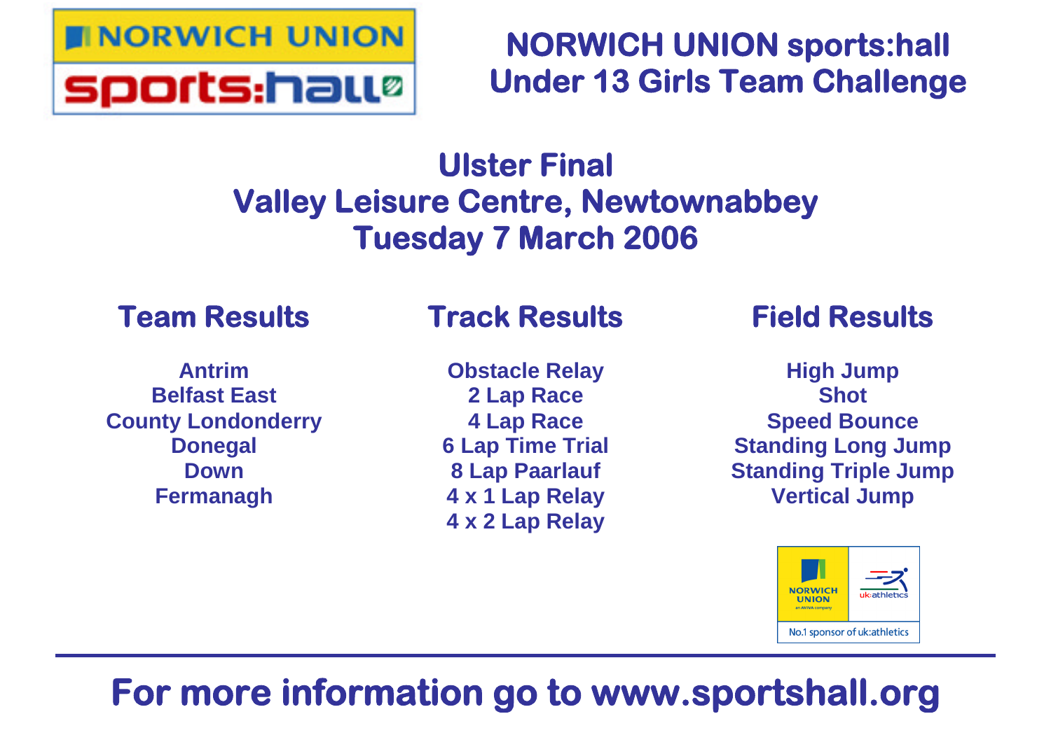# NORWICH UNION sports:hall Under 13 Girls Team Challenge

## Ulster Final
## Valley Leisure Centre, Newtownabbey
## Tuesday 7 March 2006

### Team Results

**Antrim**
**Belfast East**
**County Londonderry**
**Donegal**
**Down**
**Fermanagh**

### Track Results

**Obstacle Relay**
**2 Lap Race**
**4 Lap Race**
**6 Lap Time Trial**
**8 Lap Paarlauf**
**4 x 1 Lap Relay**
**4 x 2 Lap Relay**

### Field Results

**High Jump**
**Shot**
**Speed Bounce**
**Standing Long Jump**
**Standing Triple Jump**
**Vertical Jump**

NORWICH UNION an AVIVA company | uk:athletics

No.1 sponsor of uk:athletics

---

**For more information go to www.sportshall.org**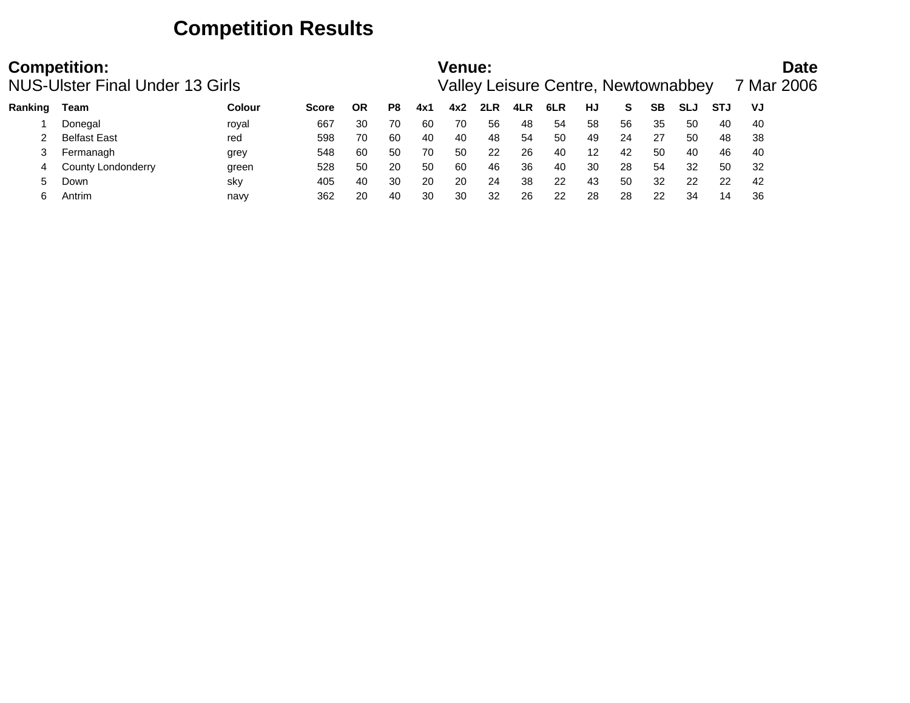# Competition Results

**Competition:**
NUS-Ulster Final Under 13 Girls

**Venue:**
Valley Leisure Centre, Newtownabbey

**Date**
7 Mar 2006

| Ranking | Team | Colour | Score | OR | P8 | 4x1 | 4x2 | 2LR | 4LR | 6LR | HJ | S | SB | SLJ | STJ | VJ |
|---|---|---|---|---|---|---|---|---|---|---|---|---|---|---|---|---|
| 1 | Donegal | royal | 667 | 30 | 70 | 60 | 70 | 56 | 48 | 54 | 58 | 56 | 35 | 50 | 40 | 40 |
| 2 | Belfast East | red | 598 | 70 | 60 | 40 | 40 | 48 | 54 | 50 | 49 | 24 | 27 | 50 | 48 | 38 |
| 3 | Fermanagh | grey | 548 | 60 | 50 | 70 | 50 | 22 | 26 | 40 | 12 | 42 | 50 | 40 | 46 | 40 |
| 4 | County Londonderry | green | 528 | 50 | 20 | 50 | 60 | 46 | 36 | 40 | 30 | 28 | 54 | 32 | 50 | 32 |
| 5 | Down | sky | 405 | 40 | 30 | 20 | 20 | 24 | 38 | 22 | 43 | 50 | 32 | 22 | 22 | 42 |
| 6 | Antrim | navy | 362 | 20 | 40 | 30 | 30 | 32 | 26 | 22 | 28 | 28 | 22 | 34 | 14 | 36 |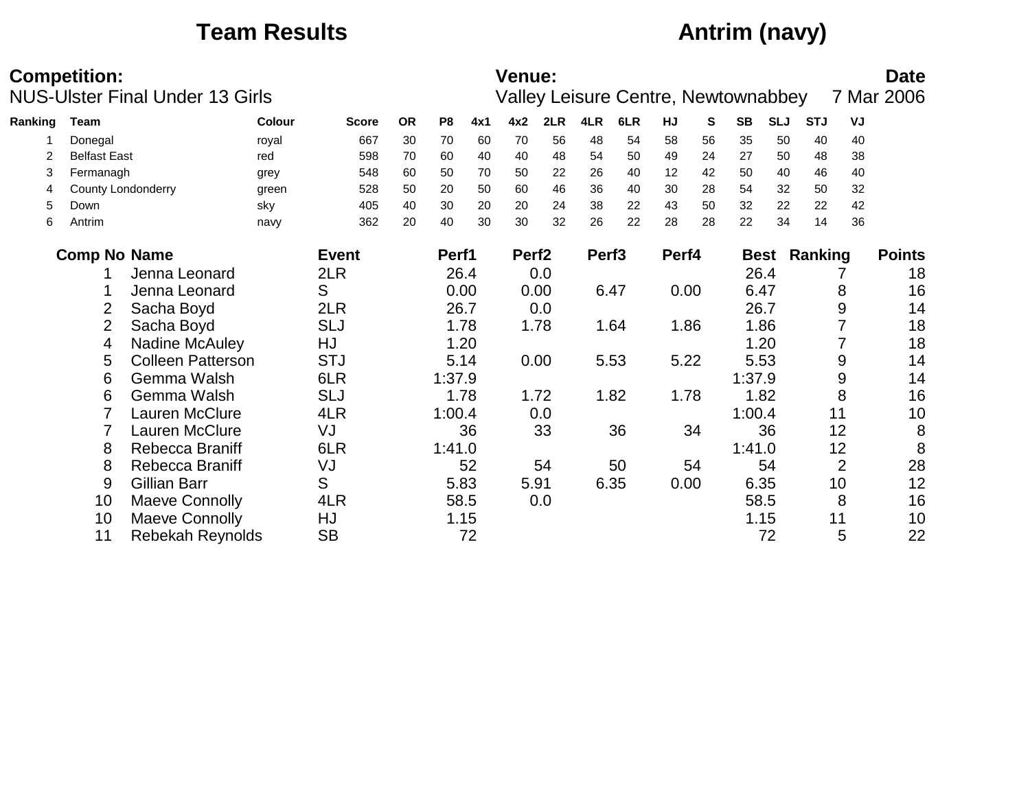# Team Results

# Antrim (navy)

**Competition:**
NUS-Ulster Final Under 13 Girls

**Venue:**
Valley Leisure Centre, Newtownabbey

**Date**
7 Mar 2006

| Ranking | Team | Colour | Score | OR | P8 | 4x1 | 4x2 | 2LR | 4LR | 6LR | HJ | S | SB | SLJ | STJ | VJ |
|---|---|---|---|---|---|---|---|---|---|---|---|---|---|---|---|---|
| 1 | Donegal | royal | 667 | 30 | 70 | 60 | 70 | 56 | 48 | 54 | 58 | 56 | 35 | 50 | 40 | 40 |
| 2 | Belfast East | red | 598 | 70 | 60 | 40 | 40 | 48 | 54 | 50 | 49 | 24 | 27 | 50 | 48 | 38 |
| 3 | Fermanagh | grey | 548 | 60 | 50 | 70 | 50 | 22 | 26 | 40 | 12 | 42 | 50 | 40 | 46 | 40 |
| 4 | County Londonderry | green | 528 | 50 | 20 | 50 | 60 | 46 | 36 | 40 | 30 | 28 | 54 | 32 | 50 | 32 |
| 5 | Down | sky | 405 | 40 | 30 | 20 | 20 | 24 | 38 | 22 | 43 | 50 | 32 | 22 | 22 | 42 |
| 6 | Antrim | navy | 362 | 20 | 40 | 30 | 30 | 32 | 26 | 22 | 28 | 28 | 22 | 34 | 14 | 36 |

| Comp No | Name | Event | Perf1 | Perf2 | Perf3 | Perf4 | Best | Ranking | Points |
|---|---|---|---|---|---|---|---|---|---|
| 1 | Jenna Leonard | 2LR | 26.4 | 0.0 | | | 26.4 | 7 | 18 |
| 1 | Jenna Leonard | S | 0.00 | 0.00 | 6.47 | 0.00 | 6.47 | 8 | 16 |
| 2 | Sacha Boyd | 2LR | 26.7 | 0.0 | | | 26.7 | 9 | 14 |
| 2 | Sacha Boyd | SLJ | 1.78 | 1.78 | 1.64 | 1.86 | 1.86 | 7 | 18 |
| 4 | Nadine McAuley | HJ | 1.20 | | | | 1.20 | 7 | 18 |
| 5 | Colleen Patterson | STJ | 5.14 | 0.00 | 5.53 | 5.22 | 5.53 | 9 | 14 |
| 6 | Gemma Walsh | 6LR | 1:37.9 | | | | 1:37.9 | 9 | 14 |
| 6 | Gemma Walsh | SLJ | 1.78 | 1.72 | 1.82 | 1.78 | 1.82 | 8 | 16 |
| 7 | Lauren McClure | 4LR | 1:00.4 | 0.0 | | | 1:00.4 | 11 | 10 |
| 7 | Lauren McClure | VJ | 36 | 33 | 36 | 34 | 36 | 12 | 8 |
| 8 | Rebecca Braniff | 6LR | 1:41.0 | | | | 1:41.0 | 12 | 8 |
| 8 | Rebecca Braniff | VJ | 52 | 54 | 50 | 54 | 54 | 2 | 28 |
| 9 | Gillian Barr | S | 5.83 | 5.91 | 6.35 | 0.00 | 6.35 | 10 | 12 |
| 10 | Maeve Connolly | 4LR | 58.5 | 0.0 | | | 58.5 | 8 | 16 |
| 10 | Maeve Connolly | HJ | 1.15 | | | | 1.15 | 11 | 10 |
| 11 | Rebekah Reynolds | SB | 72 | | | | 72 | 5 | 22 |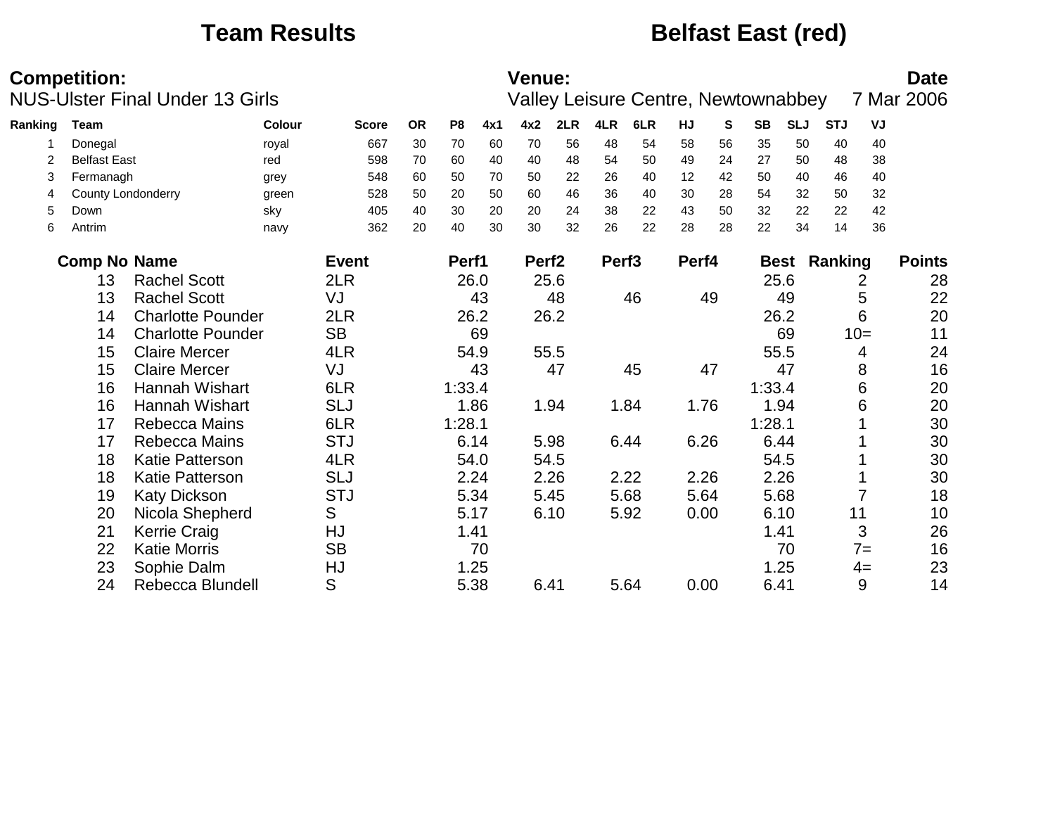## Team Results — Belfast East (red)

**Competition:**
NUS-Ulster Final Under 13 Girls

**Venue:**
Valley Leisure Centre, Newtownabbey

**Date**
7 Mar 2006

| Ranking | Team | Colour | Score | OR | P8 | 4x1 | 4x2 | 2LR | 4LR | 6LR | HJ | S | SB | SLJ | STJ | VJ |
|---|---|---|---|---|---|---|---|---|---|---|---|---|---|---|---|---|
| 1 | Donegal | royal | 667 | 30 | 70 | 60 | 70 | 56 | 48 | 54 | 58 | 56 | 35 | 50 | 40 | 40 |
| 2 | Belfast East | red | 598 | 70 | 60 | 40 | 40 | 48 | 54 | 50 | 49 | 24 | 27 | 50 | 48 | 38 |
| 3 | Fermanagh | grey | 548 | 60 | 50 | 70 | 50 | 22 | 26 | 40 | 12 | 42 | 50 | 40 | 46 | 40 |
| 4 | County Londonderry | green | 528 | 50 | 20 | 50 | 60 | 46 | 36 | 40 | 30 | 28 | 54 | 32 | 50 | 32 |
| 5 | Down | sky | 405 | 40 | 30 | 20 | 20 | 24 | 38 | 22 | 43 | 50 | 32 | 22 | 22 | 42 |
| 6 | Antrim | navy | 362 | 20 | 40 | 30 | 30 | 32 | 26 | 22 | 28 | 28 | 22 | 34 | 14 | 36 |

| Comp No | Name | Event | Perf1 | Perf2 | Perf3 | Perf4 | Best | Ranking | Points |
|---|---|---|---|---|---|---|---|---|---|
| 13 | Rachel Scott | 2LR | 26.0 | 25.6 | | | 25.6 | 2 | 28 |
| 13 | Rachel Scott | VJ | 43 | 48 | 46 | 49 | 49 | 5 | 22 |
| 14 | Charlotte Pounder | 2LR | 26.2 | 26.2 | | | 26.2 | 6 | 20 |
| 14 | Charlotte Pounder | SB | 69 | | | | 69 | 10= | 11 |
| 15 | Claire Mercer | 4LR | 54.9 | 55.5 | | | 55.5 | 4 | 24 |
| 15 | Claire Mercer | VJ | 43 | 47 | 45 | 47 | 47 | 8 | 16 |
| 16 | Hannah Wishart | 6LR | 1:33.4 | | | | 1:33.4 | 6 | 20 |
| 16 | Hannah Wishart | SLJ | 1.86 | 1.94 | 1.84 | 1.76 | 1.94 | 6 | 20 |
| 17 | Rebecca Mains | 6LR | 1:28.1 | | | | 1:28.1 | 1 | 30 |
| 17 | Rebecca Mains | STJ | 6.14 | 5.98 | 6.44 | 6.26 | 6.44 | 1 | 30 |
| 18 | Katie Patterson | 4LR | 54.0 | 54.5 | | | 54.5 | 1 | 30 |
| 18 | Katie Patterson | SLJ | 2.24 | 2.26 | 2.22 | 2.26 | 2.26 | 1 | 30 |
| 19 | Katy Dickson | STJ | 5.34 | 5.45 | 5.68 | 5.64 | 5.68 | 7 | 18 |
| 20 | Nicola Shepherd | S | 5.17 | 6.10 | 5.92 | 0.00 | 6.10 | 11 | 10 |
| 21 | Kerrie Craig | HJ | 1.41 | | | | 1.41 | 3 | 26 |
| 22 | Katie Morris | SB | 70 | | | | 70 | 7= | 16 |
| 23 | Sophie Dalm | HJ | 1.25 | | | | 1.25 | 4= | 23 |
| 24 | Rebecca Blundell | S | 5.38 | 6.41 | 5.64 | 0.00 | 6.41 | 9 | 14 |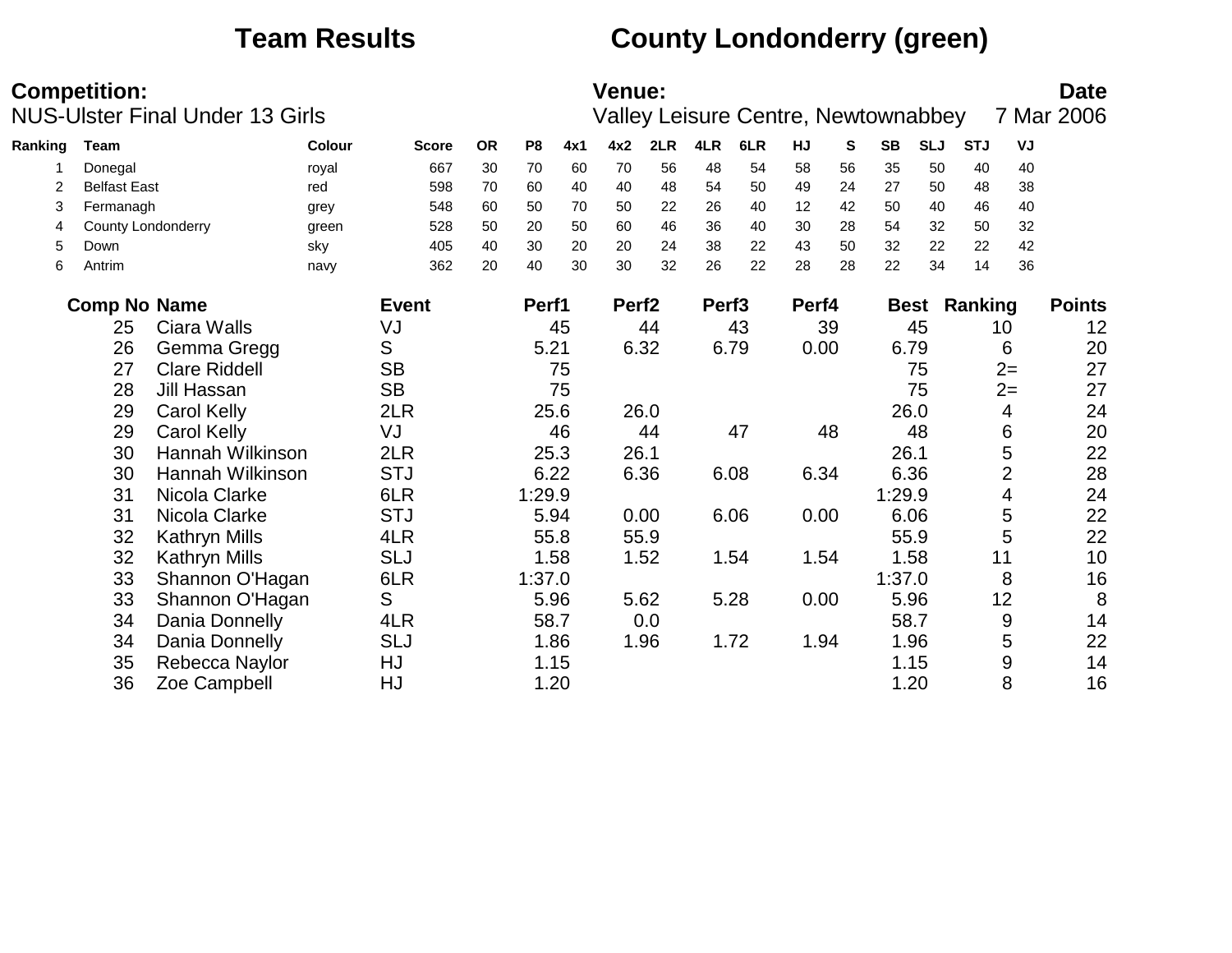# Team Results　　County Londonderry (green)

**Competition:**
NUS-Ulster Final Under 13 Girls

**Venue:**
Valley Leisure Centre, Newtownabbey

**Date**
7 Mar 2006

| Ranking | Team | Colour | Score | OR | P8 | 4x1 | 4x2 | 2LR | 4LR | 6LR | HJ | S | SB | SLJ | STJ | VJ |
|---|---|---|---|---|---|---|---|---|---|---|---|---|---|---|---|---|
| 1 | Donegal | royal | 667 | 30 | 70 | 60 | 70 | 56 | 48 | 54 | 58 | 56 | 35 | 50 | 40 | 40 |
| 2 | Belfast East | red | 598 | 70 | 60 | 40 | 40 | 48 | 54 | 50 | 49 | 24 | 27 | 50 | 48 | 38 |
| 3 | Fermanagh | grey | 548 | 60 | 50 | 70 | 50 | 22 | 26 | 40 | 12 | 42 | 50 | 40 | 46 | 40 |
| 4 | County Londonderry | green | 528 | 50 | 20 | 50 | 60 | 46 | 36 | 40 | 30 | 28 | 54 | 32 | 50 | 32 |
| 5 | Down | sky | 405 | 40 | 30 | 20 | 20 | 24 | 38 | 22 | 43 | 50 | 32 | 22 | 22 | 42 |
| 6 | Antrim | navy | 362 | 20 | 40 | 30 | 30 | 32 | 26 | 22 | 28 | 28 | 22 | 34 | 14 | 36 |

| Comp No | Name | Event | Perf1 | Perf2 | Perf3 | Perf4 | Best | Ranking | Points |
|---|---|---|---|---|---|---|---|---|---|
| 25 | Ciara Walls | VJ | 45 | 44 | 43 | 39 | 45 | 10 | 12 |
| 26 | Gemma Gregg | S | 5.21 | 6.32 | 6.79 | 0.00 | 6.79 | 6 | 20 |
| 27 | Clare Riddell | SB | 75 | | | | 75 | 2= | 27 |
| 28 | Jill Hassan | SB | 75 | | | | 75 | 2= | 27 |
| 29 | Carol Kelly | 2LR | 25.6 | 26.0 | | | 26.0 | 4 | 24 |
| 29 | Carol Kelly | VJ | 46 | 44 | 47 | 48 | 48 | 6 | 20 |
| 30 | Hannah Wilkinson | 2LR | 25.3 | 26.1 | | | 26.1 | 5 | 22 |
| 30 | Hannah Wilkinson | STJ | 6.22 | 6.36 | 6.08 | 6.34 | 6.36 | 2 | 28 |
| 31 | Nicola Clarke | 6LR | 1:29.9 | | | | 1:29.9 | 4 | 24 |
| 31 | Nicola Clarke | STJ | 5.94 | 0.00 | 6.06 | 0.00 | 6.06 | 5 | 22 |
| 32 | Kathryn Mills | 4LR | 55.8 | 55.9 | | | 55.9 | 5 | 22 |
| 32 | Kathryn Mills | SLJ | 1.58 | 1.52 | 1.54 | 1.54 | 1.58 | 11 | 10 |
| 33 | Shannon O'Hagan | 6LR | 1:37.0 | | | | 1:37.0 | 8 | 16 |
| 33 | Shannon O'Hagan | S | 5.96 | 5.62 | 5.28 | 0.00 | 5.96 | 12 | 8 |
| 34 | Dania Donnelly | 4LR | 58.7 | 0.0 | | | 58.7 | 9 | 14 |
| 34 | Dania Donnelly | SLJ | 1.86 | 1.96 | 1.72 | 1.94 | 1.96 | 5 | 22 |
| 35 | Rebecca Naylor | HJ | 1.15 | | | | 1.15 | 9 | 14 |
| 36 | Zoe Campbell | HJ | 1.20 | | | | 1.20 | 8 | 16 |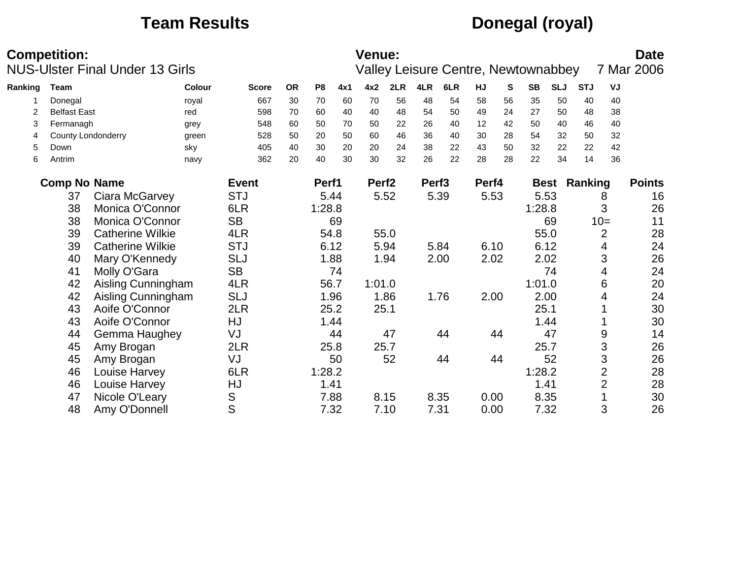# Team Results — Donegal (royal)

**Competition:** NUS-Ulster Final Under 13 Girls

**Venue:** Valley Leisure Centre, Newtownabbey

**Date:** 7 Mar 2006

| Ranking | Team | Colour | Score | OR | P8 | 4x1 | 4x2 | 2LR | 4LR | 6LR | HJ | S | SB | SLJ | STJ | VJ |
|---|---|---|---|---|---|---|---|---|---|---|---|---|---|---|---|---|
| 1 | Donegal | royal | 667 | 30 | 70 | 60 | 70 | 56 | 48 | 54 | 58 | 56 | 35 | 50 | 40 | 40 |
| 2 | Belfast East | red | 598 | 70 | 60 | 40 | 40 | 48 | 54 | 50 | 49 | 24 | 27 | 50 | 48 | 38 |
| 3 | Fermanagh | grey | 548 | 60 | 50 | 70 | 50 | 22 | 26 | 40 | 12 | 42 | 50 | 40 | 46 | 40 |
| 4 | County Londonderry | green | 528 | 50 | 20 | 50 | 60 | 46 | 36 | 40 | 30 | 28 | 54 | 32 | 50 | 32 |
| 5 | Down | sky | 405 | 40 | 30 | 20 | 20 | 24 | 38 | 22 | 43 | 50 | 32 | 22 | 22 | 42 |
| 6 | Antrim | navy | 362 | 20 | 40 | 30 | 30 | 32 | 26 | 22 | 28 | 28 | 22 | 34 | 14 | 36 |

| Comp No | Name | Event | Perf1 | Perf2 | Perf3 | Perf4 | Best | Ranking | Points |
|---|---|---|---|---|---|---|---|---|---|
| 37 | Ciara McGarvey | STJ | 5.44 | 5.52 | 5.39 | 5.53 | 5.53 | 8 | 16 |
| 38 | Monica O'Connor | 6LR | 1:28.8 | | | | 1:28.8 | 3 | 26 |
| 38 | Monica O'Connor | SB | 69 | | | | 69 | 10= | 11 |
| 39 | Catherine Wilkie | 4LR | 54.8 | 55.0 | | | 55.0 | 2 | 28 |
| 39 | Catherine Wilkie | STJ | 6.12 | 5.94 | 5.84 | 6.10 | 6.12 | 4 | 24 |
| 40 | Mary O'Kennedy | SLJ | 1.88 | 1.94 | 2.00 | 2.02 | 2.02 | 3 | 26 |
| 41 | Molly O'Gara | SB | 74 | | | | 74 | 4 | 24 |
| 42 | Aisling Cunningham | 4LR | 56.7 | 1:01.0 | | | 1:01.0 | 6 | 20 |
| 42 | Aisling Cunningham | SLJ | 1.96 | 1.86 | 1.76 | 2.00 | 2.00 | 4 | 24 |
| 43 | Aoife O'Connor | 2LR | 25.2 | 25.1 | | | 25.1 | 1 | 30 |
| 43 | Aoife O'Connor | HJ | 1.44 | | | | 1.44 | 1 | 30 |
| 44 | Gemma Haughey | VJ | 44 | 47 | 44 | 44 | 47 | 9 | 14 |
| 45 | Amy Brogan | 2LR | 25.8 | 25.7 | | | 25.7 | 3 | 26 |
| 45 | Amy Brogan | VJ | 50 | 52 | 44 | 44 | 52 | 3 | 26 |
| 46 | Louise Harvey | 6LR | 1:28.2 | | | | 1:28.2 | 2 | 28 |
| 46 | Louise Harvey | HJ | 1.41 | | | | 1.41 | 2 | 28 |
| 47 | Nicole O'Leary | S | 7.88 | 8.15 | 8.35 | 0.00 | 8.35 | 1 | 30 |
| 48 | Amy O'Donnell | S | 7.32 | 7.10 | 7.31 | 0.00 | 7.32 | 3 | 26 |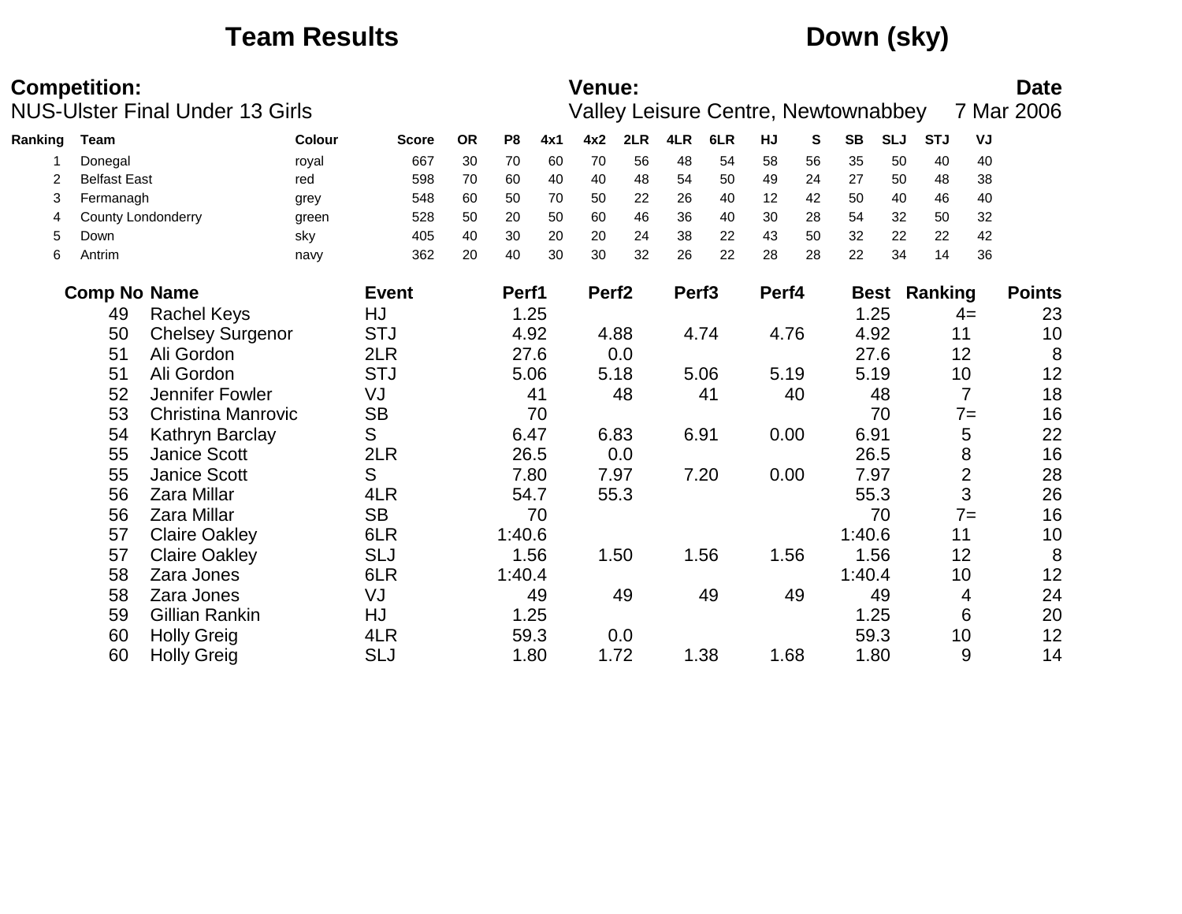# Team Results — Down (sky)

**Competition:** NUS-Ulster Final Under 13 Girls

**Venue:** Valley Leisure Centre, Newtownabbey

**Date:** 7 Mar 2006

| Ranking | Team | Colour | Score | OR | P8 | 4x1 | 4x2 | 2LR | 4LR | 6LR | HJ | S | SB | SLJ | STJ | VJ |
|---|---|---|---|---|---|---|---|---|---|---|---|---|---|---|---|---|
| 1 | Donegal | royal | 667 | 30 | 70 | 60 | 70 | 56 | 48 | 54 | 58 | 56 | 35 | 50 | 40 | 40 |
| 2 | Belfast East | red | 598 | 70 | 60 | 40 | 40 | 48 | 54 | 50 | 49 | 24 | 27 | 50 | 48 | 38 |
| 3 | Fermanagh | grey | 548 | 60 | 50 | 70 | 50 | 22 | 26 | 40 | 12 | 42 | 50 | 40 | 46 | 40 |
| 4 | County Londonderry | green | 528 | 50 | 20 | 50 | 60 | 46 | 36 | 40 | 30 | 28 | 54 | 32 | 50 | 32 |
| 5 | Down | sky | 405 | 40 | 30 | 20 | 20 | 24 | 38 | 22 | 43 | 50 | 32 | 22 | 22 | 42 |
| 6 | Antrim | navy | 362 | 20 | 40 | 30 | 30 | 32 | 26 | 22 | 28 | 28 | 22 | 34 | 14 | 36 |

| Comp No | Name | Event | Perf1 | Perf2 | Perf3 | Perf4 | Best | Ranking | Points |
|---|---|---|---|---|---|---|---|---|---|
| 49 | Rachel Keys | HJ | 1.25 | | | | 1.25 | 4= | 23 |
| 50 | Chelsey Surgenor | STJ | 4.92 | 4.88 | 4.74 | 4.76 | 4.92 | 11 | 10 |
| 51 | Ali Gordon | 2LR | 27.6 | 0.0 | | | 27.6 | 12 | 8 |
| 51 | Ali Gordon | STJ | 5.06 | 5.18 | 5.06 | 5.19 | 5.19 | 10 | 12 |
| 52 | Jennifer Fowler | VJ | 41 | 48 | 41 | 40 | 48 | 7 | 18 |
| 53 | Christina Manrovic | SB | 70 | | | | 70 | 7= | 16 |
| 54 | Kathryn Barclay | S | 6.47 | 6.83 | 6.91 | 0.00 | 6.91 | 5 | 22 |
| 55 | Janice Scott | 2LR | 26.5 | 0.0 | | | 26.5 | 8 | 16 |
| 55 | Janice Scott | S | 7.80 | 7.97 | 7.20 | 0.00 | 7.97 | 2 | 28 |
| 56 | Zara Millar | 4LR | 54.7 | 55.3 | | | 55.3 | 3 | 26 |
| 56 | Zara Millar | SB | 70 | | | | 70 | 7= | 16 |
| 57 | Claire Oakley | 6LR | 1:40.6 | | | | 1:40.6 | 11 | 10 |
| 57 | Claire Oakley | SLJ | 1.56 | 1.50 | 1.56 | 1.56 | 1.56 | 12 | 8 |
| 58 | Zara Jones | 6LR | 1:40.4 | | | | 1:40.4 | 10 | 12 |
| 58 | Zara Jones | VJ | 49 | 49 | 49 | 49 | 49 | 4 | 24 |
| 59 | Gillian Rankin | HJ | 1.25 | | | | 1.25 | 6 | 20 |
| 60 | Holly Greig | 4LR | 59.3 | 0.0 | | | 59.3 | 10 | 12 |
| 60 | Holly Greig | SLJ | 1.80 | 1.72 | 1.38 | 1.68 | 1.80 | 9 | 14 |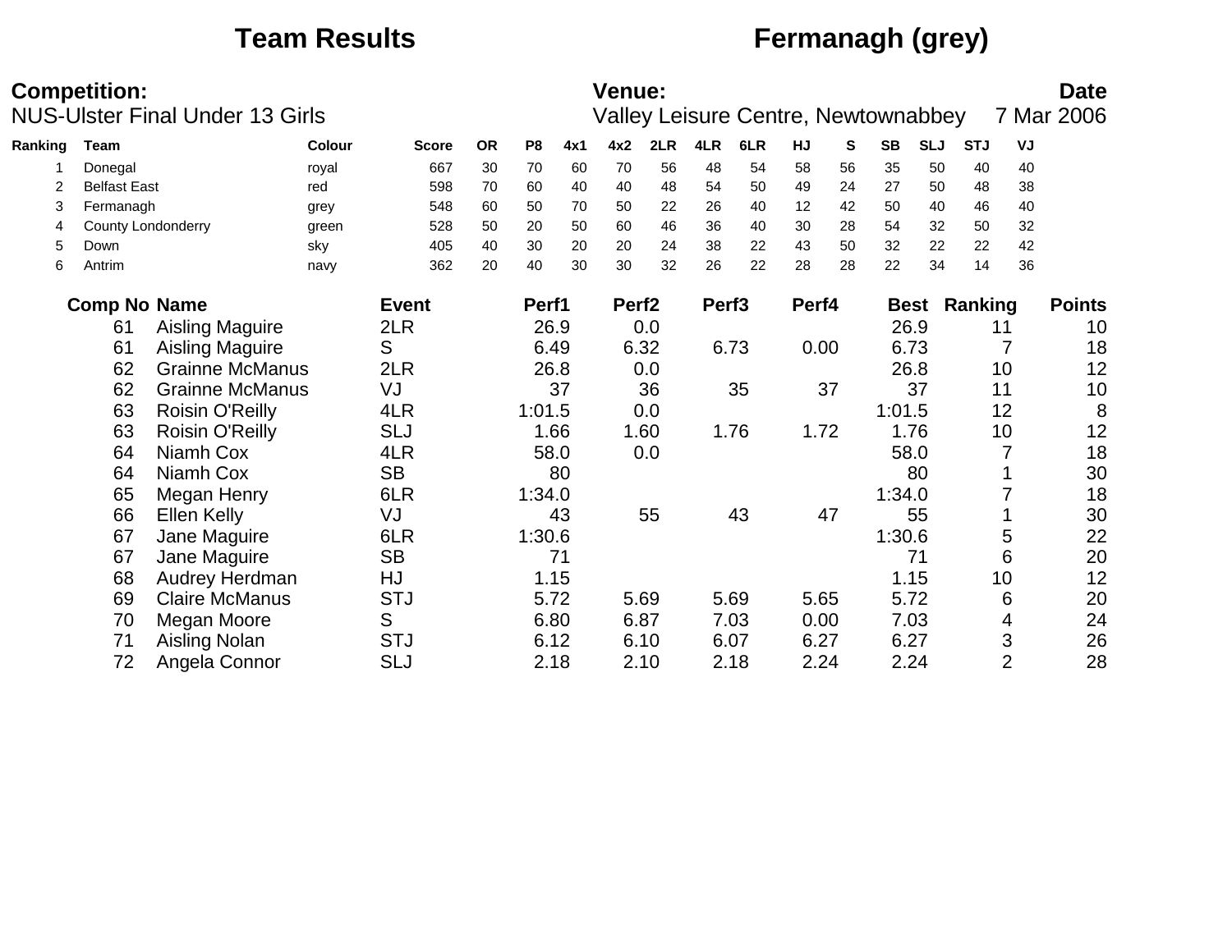# Team Results — Fermanagh (grey)

**Competition:**
NUS-Ulster Final Under 13 Girls

**Venue:**
Valley Leisure Centre, Newtownabbey

**Date**
7 Mar 2006

| Ranking | Team | Colour | Score | OR | P8 | 4x1 | 4x2 | 2LR | 4LR | 6LR | HJ | S | SB | SLJ | STJ | VJ |
|---|---|---|---|---|---|---|---|---|---|---|---|---|---|---|---|---|
| 1 | Donegal | royal | 667 | 30 | 70 | 60 | 70 | 56 | 48 | 54 | 58 | 56 | 35 | 50 | 40 | 40 |
| 2 | Belfast East | red | 598 | 70 | 60 | 40 | 40 | 48 | 54 | 50 | 49 | 24 | 27 | 50 | 48 | 38 |
| 3 | Fermanagh | grey | 548 | 60 | 50 | 70 | 50 | 22 | 26 | 40 | 12 | 42 | 50 | 40 | 46 | 40 |
| 4 | County Londonderry | green | 528 | 50 | 20 | 50 | 60 | 46 | 36 | 40 | 30 | 28 | 54 | 32 | 50 | 32 |
| 5 | Down | sky | 405 | 40 | 30 | 20 | 20 | 24 | 38 | 22 | 43 | 50 | 32 | 22 | 22 | 42 |
| 6 | Antrim | navy | 362 | 20 | 40 | 30 | 30 | 32 | 26 | 22 | 28 | 28 | 22 | 34 | 14 | 36 |

| Comp No | Name | Event | Perf1 | Perf2 | Perf3 | Perf4 | Best | Ranking | Points |
|---|---|---|---|---|---|---|---|---|---|
| 61 | Aisling Maguire | 2LR | 26.9 | 0.0 | | | 26.9 | 11 | 10 |
| 61 | Aisling Maguire | S | 6.49 | 6.32 | 6.73 | 0.00 | 6.73 | 7 | 18 |
| 62 | Grainne McManus | 2LR | 26.8 | 0.0 | | | 26.8 | 10 | 12 |
| 62 | Grainne McManus | VJ | 37 | 36 | 35 | 37 | 37 | 11 | 10 |
| 63 | Roisin O'Reilly | 4LR | 1:01.5 | 0.0 | | | 1:01.5 | 12 | 8 |
| 63 | Roisin O'Reilly | SLJ | 1.66 | 1.60 | 1.76 | 1.72 | 1.76 | 10 | 12 |
| 64 | Niamh Cox | 4LR | 58.0 | 0.0 | | | 58.0 | 7 | 18 |
| 64 | Niamh Cox | SB | 80 | | | | 80 | 1 | 30 |
| 65 | Megan Henry | 6LR | 1:34.0 | | | | 1:34.0 | 7 | 18 |
| 66 | Ellen Kelly | VJ | 43 | 55 | 43 | 47 | 55 | 1 | 30 |
| 67 | Jane Maguire | 6LR | 1:30.6 | | | | 1:30.6 | 5 | 22 |
| 67 | Jane Maguire | SB | 71 | | | | 71 | 6 | 20 |
| 68 | Audrey Herdman | HJ | 1.15 | | | | 1.15 | 10 | 12 |
| 69 | Claire McManus | STJ | 5.72 | 5.69 | 5.69 | 5.65 | 5.72 | 6 | 20 |
| 70 | Megan Moore | S | 6.80 | 6.87 | 7.03 | 0.00 | 7.03 | 4 | 24 |
| 71 | Aisling Nolan | STJ | 6.12 | 6.10 | 6.07 | 6.27 | 6.27 | 3 | 26 |
| 72 | Angela Connor | SLJ | 2.18 | 2.10 | 2.18 | 2.24 | 2.24 | 2 | 28 |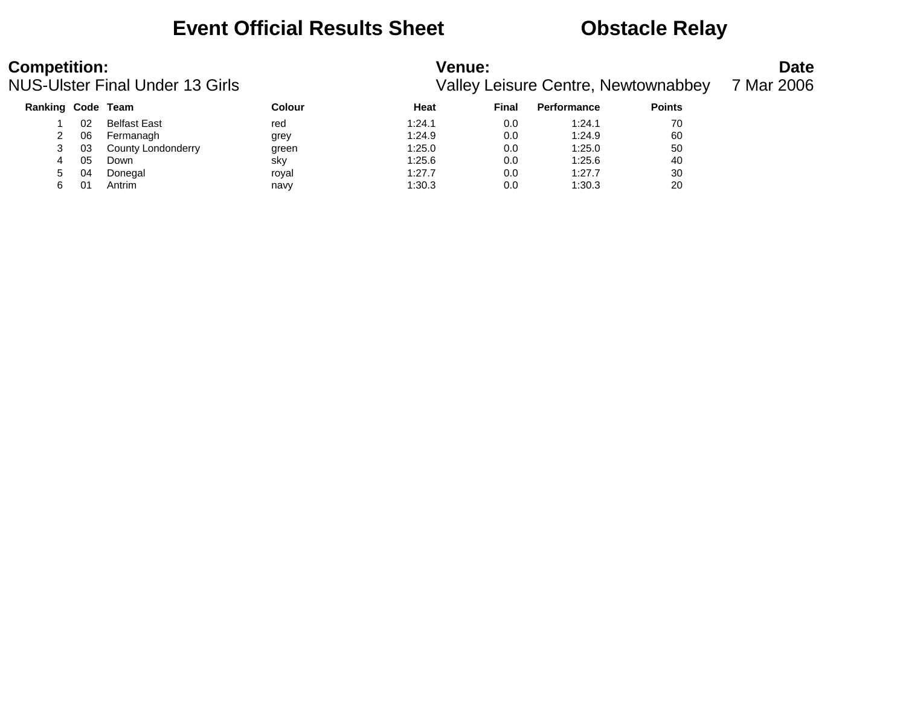# Event Official Results Sheet    Obstacle Relay

**Competition:**
NUS-Ulster Final Under 13 Girls

**Venue:**
Valley Leisure Centre, Newtownabbey

**Date**
7 Mar 2006

| Ranking | Code | Team | Colour | Heat | Final | Performance | Points |
|---|---|---|---|---|---|---|---|
| 1 | 02 | Belfast East | red | 1:24.1 | 0.0 | 1:24.1 | 70 |
| 2 | 06 | Fermanagh | grey | 1:24.9 | 0.0 | 1:24.9 | 60 |
| 3 | 03 | County Londonderry | green | 1:25.0 | 0.0 | 1:25.0 | 50 |
| 4 | 05 | Down | sky | 1:25.6 | 0.0 | 1:25.6 | 40 |
| 5 | 04 | Donegal | royal | 1:27.7 | 0.0 | 1:27.7 | 30 |
| 6 | 01 | Antrim | navy | 1:30.3 | 0.0 | 1:30.3 | 20 |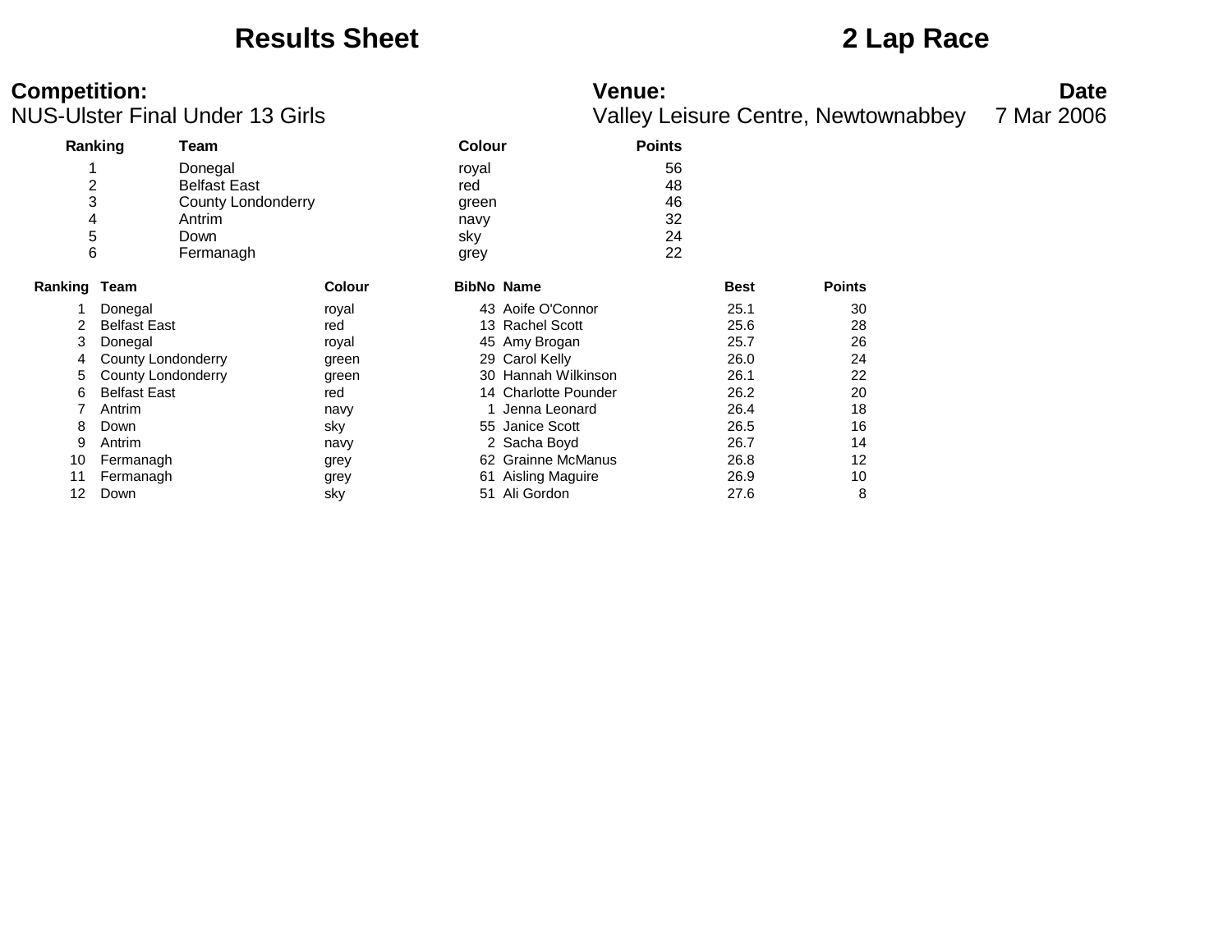# Results Sheet

# 2 Lap Race

**Competition:**
NUS-Ulster Final Under 13 Girls

**Venue:**
Valley Leisure Centre, Newtownabbey

**Date**
7 Mar 2006

| Ranking | Team | Colour | Points |
|---|---|---|---|
| 1 | Donegal | royal | 56 |
| 2 | Belfast East | red | 48 |
| 3 | County Londonderry | green | 46 |
| 4 | Antrim | navy | 32 |
| 5 | Down | sky | 24 |
| 6 | Fermanagh | grey | 22 |

| Ranking | Team | Colour | BibNo | Name | Best | Points |
|---|---|---|---|---|---|---|
| 1 | Donegal | royal | 43 | Aoife O'Connor | 25.1 | 30 |
| 2 | Belfast East | red | 13 | Rachel Scott | 25.6 | 28 |
| 3 | Donegal | royal | 45 | Amy Brogan | 25.7 | 26 |
| 4 | County Londonderry | green | 29 | Carol Kelly | 26.0 | 24 |
| 5 | County Londonderry | green | 30 | Hannah Wilkinson | 26.1 | 22 |
| 6 | Belfast East | red | 14 | Charlotte Pounder | 26.2 | 20 |
| 7 | Antrim | navy | 1 | Jenna Leonard | 26.4 | 18 |
| 8 | Down | sky | 55 | Janice Scott | 26.5 | 16 |
| 9 | Antrim | navy | 2 | Sacha Boyd | 26.7 | 14 |
| 10 | Fermanagh | grey | 62 | Grainne McManus | 26.8 | 12 |
| 11 | Fermanagh | grey | 61 | Aisling Maguire | 26.9 | 10 |
| 12 | Down | sky | 51 | Ali Gordon | 27.6 | 8 |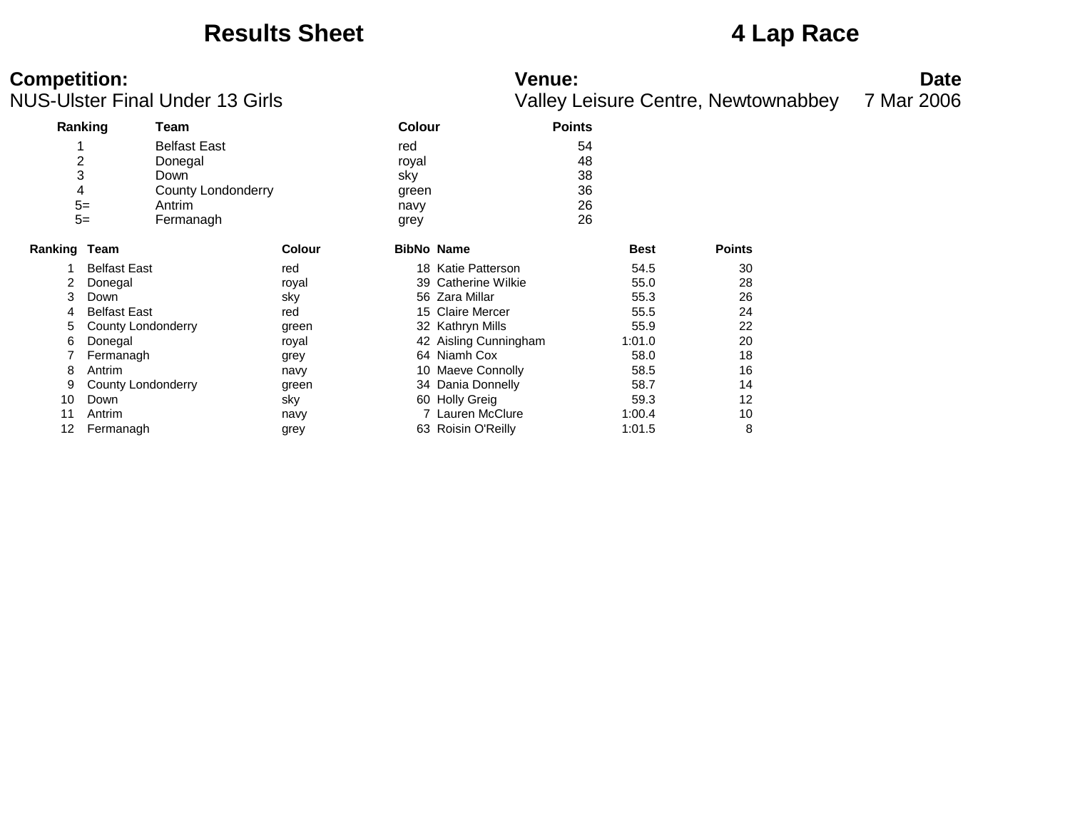# Results Sheet

# 4 Lap Race

**Competition:**
NUS-Ulster Final Under 13 Girls

**Venue:**
Valley Leisure Centre, Newtownabbey

**Date**
7 Mar 2006

| Ranking | Team | Colour | Points |
|---|---|---|---|
| 1 | Belfast East | red | 54 |
| 2 | Donegal | royal | 48 |
| 3 | Down | sky | 38 |
| 4 | County Londonderry | green | 36 |
| 5= | Antrim | navy | 26 |
| 5= | Fermanagh | grey | 26 |

| Ranking | Team | Colour | BibNo | Name | Best | Points |
|---|---|---|---|---|---|---|
| 1 | Belfast East | red | 18 | Katie Patterson | 54.5 | 30 |
| 2 | Donegal | royal | 39 | Catherine Wilkie | 55.0 | 28 |
| 3 | Down | sky | 56 | Zara Millar | 55.3 | 26 |
| 4 | Belfast East | red | 15 | Claire Mercer | 55.5 | 24 |
| 5 | County Londonderry | green | 32 | Kathryn Mills | 55.9 | 22 |
| 6 | Donegal | royal | 42 | Aisling Cunningham | 1:01.0 | 20 |
| 7 | Fermanagh | grey | 64 | Niamh Cox | 58.0 | 18 |
| 8 | Antrim | navy | 10 | Maeve Connolly | 58.5 | 16 |
| 9 | County Londonderry | green | 34 | Dania Donnelly | 58.7 | 14 |
| 10 | Down | sky | 60 | Holly Greig | 59.3 | 12 |
| 11 | Antrim | navy | 7 | Lauren McClure | 1:00.4 | 10 |
| 12 | Fermanagh | grey | 63 | Roisin O'Reilly | 1:01.5 | 8 |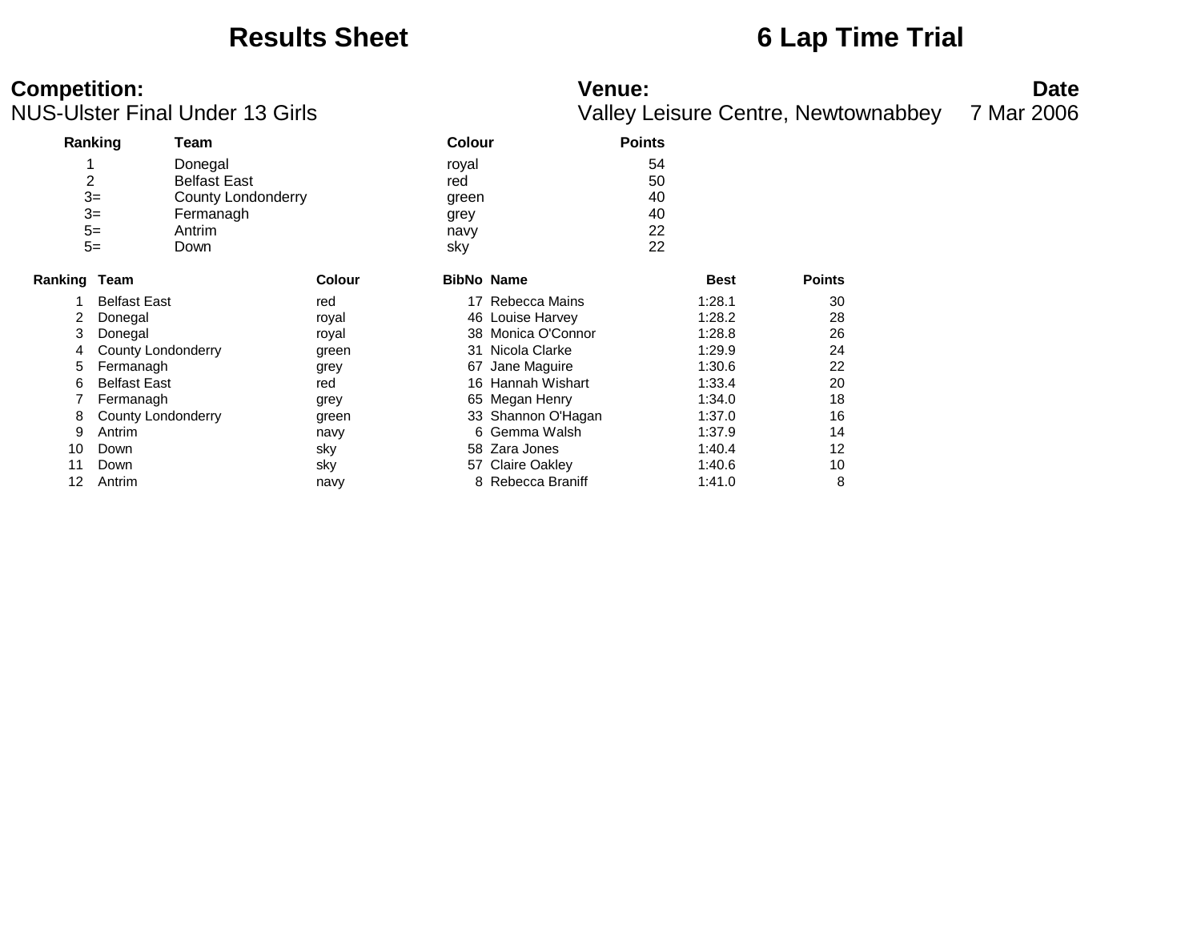# Results Sheet

# 6 Lap Time Trial

**Competition:**
NUS-Ulster Final Under 13 Girls

**Venue:**
Valley Leisure Centre, Newtownabbey

**Date**
7 Mar 2006

| Ranking | Team | Colour | Points |
|---|---|---|---|
| 1 | Donegal | royal | 54 |
| 2 | Belfast East | red | 50 |
| 3= | County Londonderry | green | 40 |
| 3= | Fermanagh | grey | 40 |
| 5= | Antrim | navy | 22 |
| 5= | Down | sky | 22 |

| Ranking | Team | Colour | BibNo | Name | Best | Points |
|---|---|---|---|---|---|---|
| 1 | Belfast East | red | 17 | Rebecca Mains | 1:28.1 | 30 |
| 2 | Donegal | royal | 46 | Louise Harvey | 1:28.2 | 28 |
| 3 | Donegal | royal | 38 | Monica O'Connor | 1:28.8 | 26 |
| 4 | County Londonderry | green | 31 | Nicola Clarke | 1:29.9 | 24 |
| 5 | Fermanagh | grey | 67 | Jane Maguire | 1:30.6 | 22 |
| 6 | Belfast East | red | 16 | Hannah Wishart | 1:33.4 | 20 |
| 7 | Fermanagh | grey | 65 | Megan Henry | 1:34.0 | 18 |
| 8 | County Londonderry | green | 33 | Shannon O'Hagan | 1:37.0 | 16 |
| 9 | Antrim | navy | 6 | Gemma Walsh | 1:37.9 | 14 |
| 10 | Down | sky | 58 | Zara Jones | 1:40.4 | 12 |
| 11 | Down | sky | 57 | Claire Oakley | 1:40.6 | 10 |
| 12 | Antrim | navy | 8 | Rebecca Braniff | 1:41.0 | 8 |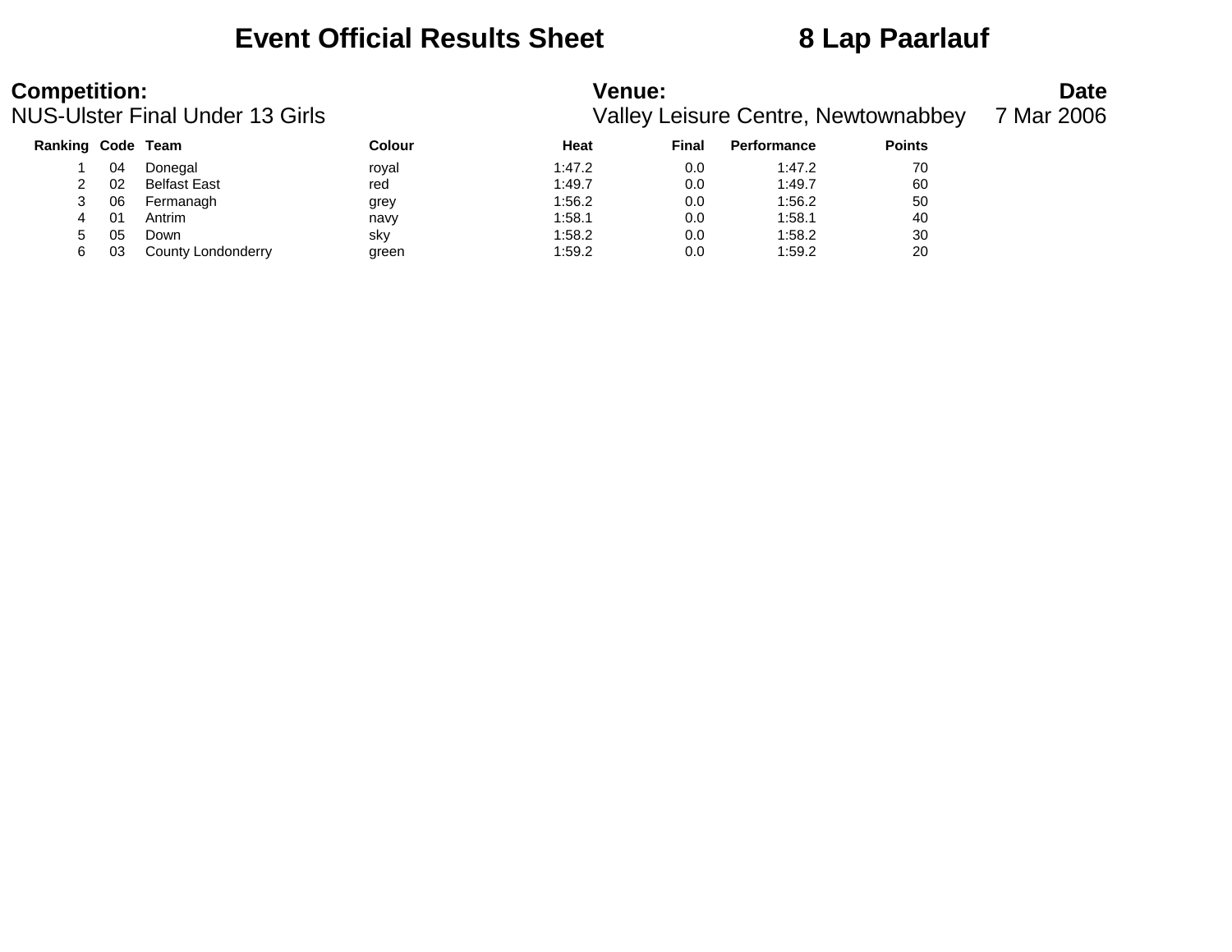# Event Official Results Sheet 8 Lap Paarlauf

**Competition:**
NUS-Ulster Final Under 13 Girls

**Venue:**
Valley Leisure Centre, Newtownabbey

**Date**
7 Mar 2006

| Ranking | Code | Team | Colour | Heat | Final | Performance | Points |
|---|---|---|---|---|---|---|---|
| 1 | 04 | Donegal | royal | 1:47.2 | 0.0 | 1:47.2 | 70 |
| 2 | 02 | Belfast East | red | 1:49.7 | 0.0 | 1:49.7 | 60 |
| 3 | 06 | Fermanagh | grey | 1:56.2 | 0.0 | 1:56.2 | 50 |
| 4 | 01 | Antrim | navy | 1:58.1 | 0.0 | 1:58.1 | 40 |
| 5 | 05 | Down | sky | 1:58.2 | 0.0 | 1:58.2 | 30 |
| 6 | 03 | County Londonderry | green | 1:59.2 | 0.0 | 1:59.2 | 20 |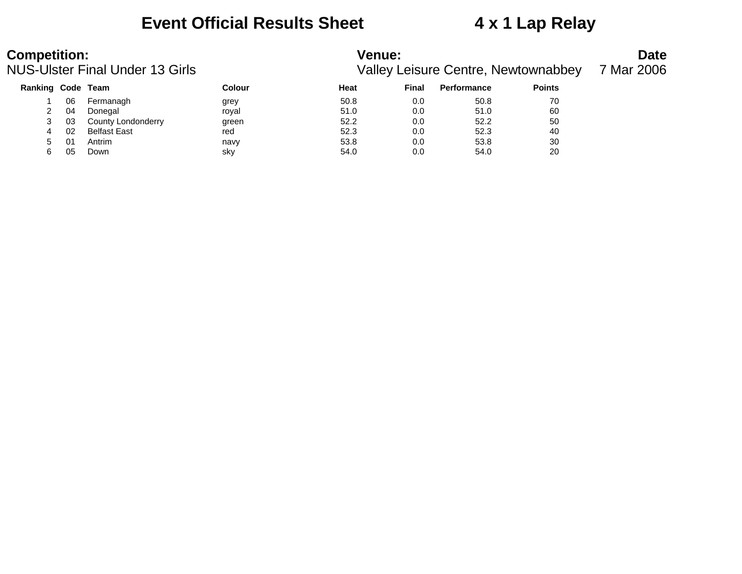# Event Official Results Sheet 4 x 1 Lap Relay

**Competition:**
NUS-Ulster Final Under 13 Girls

**Venue:**
Valley Leisure Centre, Newtownabbey

**Date**
7 Mar 2006

| Ranking | Code | Team | Colour | Heat | Final | Performance | Points |
|---|---|---|---|---|---|---|---|
| 1 | 06 | Fermanagh | grey | 50.8 | 0.0 | 50.8 | 70 |
| 2 | 04 | Donegal | royal | 51.0 | 0.0 | 51.0 | 60 |
| 3 | 03 | County Londonderry | green | 52.2 | 0.0 | 52.2 | 50 |
| 4 | 02 | Belfast East | red | 52.3 | 0.0 | 52.3 | 40 |
| 5 | 01 | Antrim | navy | 53.8 | 0.0 | 53.8 | 30 |
| 6 | 05 | Down | sky | 54.0 | 0.0 | 54.0 | 20 |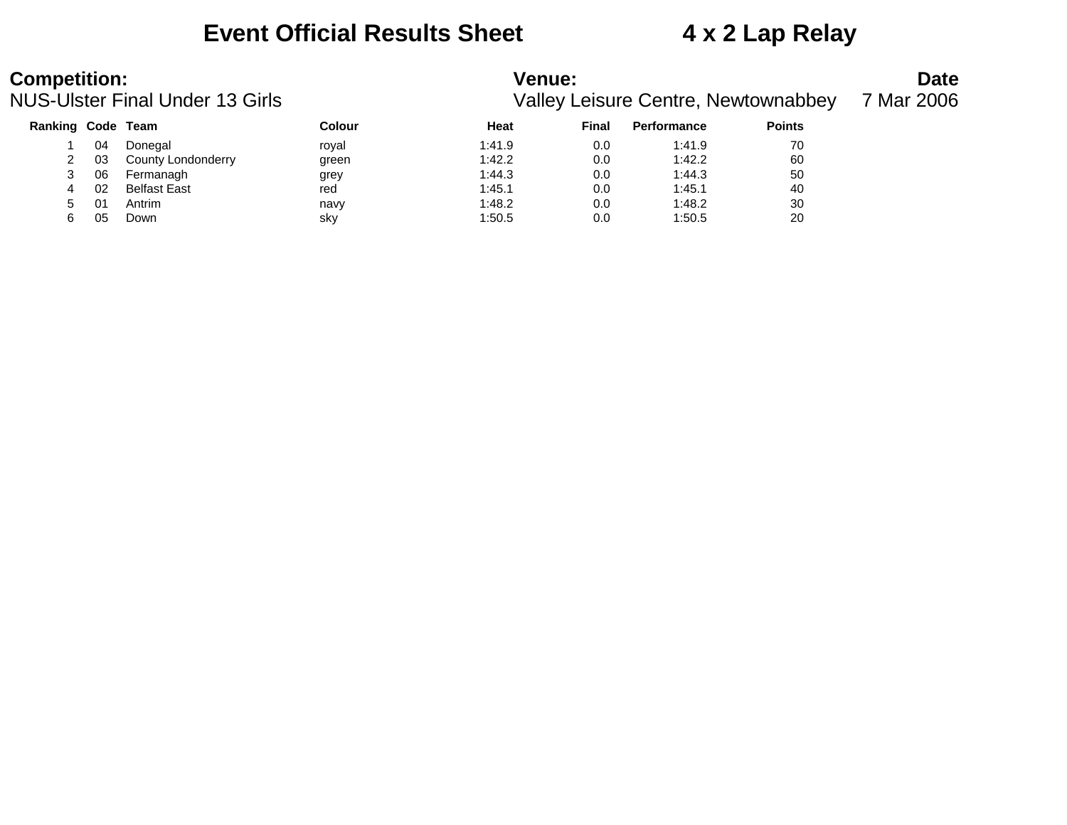# Event Official Results Sheet 4 x 2 Lap Relay

**Competition:** NUS-Ulster Final Under 13 Girls

**Venue:** Valley Leisure Centre, Newtownabbey

**Date** 7 Mar 2006

| Ranking | Code | Team | Colour | Heat | Final | Performance | Points |
|---|---|---|---|---|---|---|---|
| 1 | 04 | Donegal | royal | 1:41.9 | 0.0 | 1:41.9 | 70 |
| 2 | 03 | County Londonderry | green | 1:42.2 | 0.0 | 1:42.2 | 60 |
| 3 | 06 | Fermanagh | grey | 1:44.3 | 0.0 | 1:44.3 | 50 |
| 4 | 02 | Belfast East | red | 1:45.1 | 0.0 | 1:45.1 | 40 |
| 5 | 01 | Antrim | navy | 1:48.2 | 0.0 | 1:48.2 | 30 |
| 6 | 05 | Down | sky | 1:50.5 | 0.0 | 1:50.5 | 20 |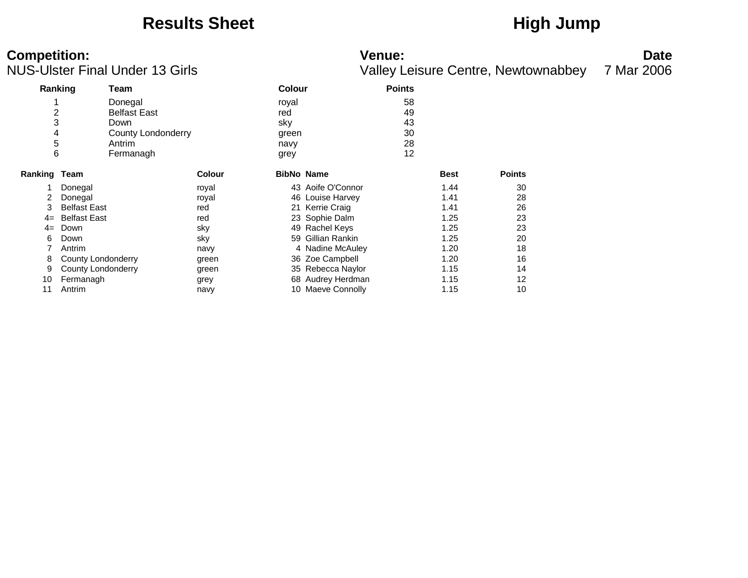# Results Sheet

# High Jump

**Competition:** NUS-Ulster Final Under 13 Girls

**Venue:** Valley Leisure Centre, Newtownabbey

**Date** 7 Mar 2006

| Ranking | Team | Colour | Points |
|---|---|---|---|
| 1 | Donegal | royal | 58 |
| 2 | Belfast East | red | 49 |
| 3 | Down | sky | 43 |
| 4 | County Londonderry | green | 30 |
| 5 | Antrim | navy | 28 |
| 6 | Fermanagh | grey | 12 |

| Ranking | Team | Colour | BibNo | Name | Best | Points |
|---|---|---|---|---|---|---|
| 1 | Donegal | royal | 43 | Aoife O'Connor | 1.44 | 30 |
| 2 | Donegal | royal | 46 | Louise Harvey | 1.41 | 28 |
| 3 | Belfast East | red | 21 | Kerrie Craig | 1.41 | 26 |
| 4= | Belfast East | red | 23 | Sophie Dalm | 1.25 | 23 |
| 4= | Down | sky | 49 | Rachel Keys | 1.25 | 23 |
| 6 | Down | sky | 59 | Gillian Rankin | 1.25 | 20 |
| 7 | Antrim | navy | 4 | Nadine McAuley | 1.20 | 18 |
| 8 | County Londonderry | green | 36 | Zoe Campbell | 1.20 | 16 |
| 9 | County Londonderry | green | 35 | Rebecca Naylor | 1.15 | 14 |
| 10 | Fermanagh | grey | 68 | Audrey Herdman | 1.15 | 12 |
| 11 | Antrim | navy | 10 | Maeve Connolly | 1.15 | 10 |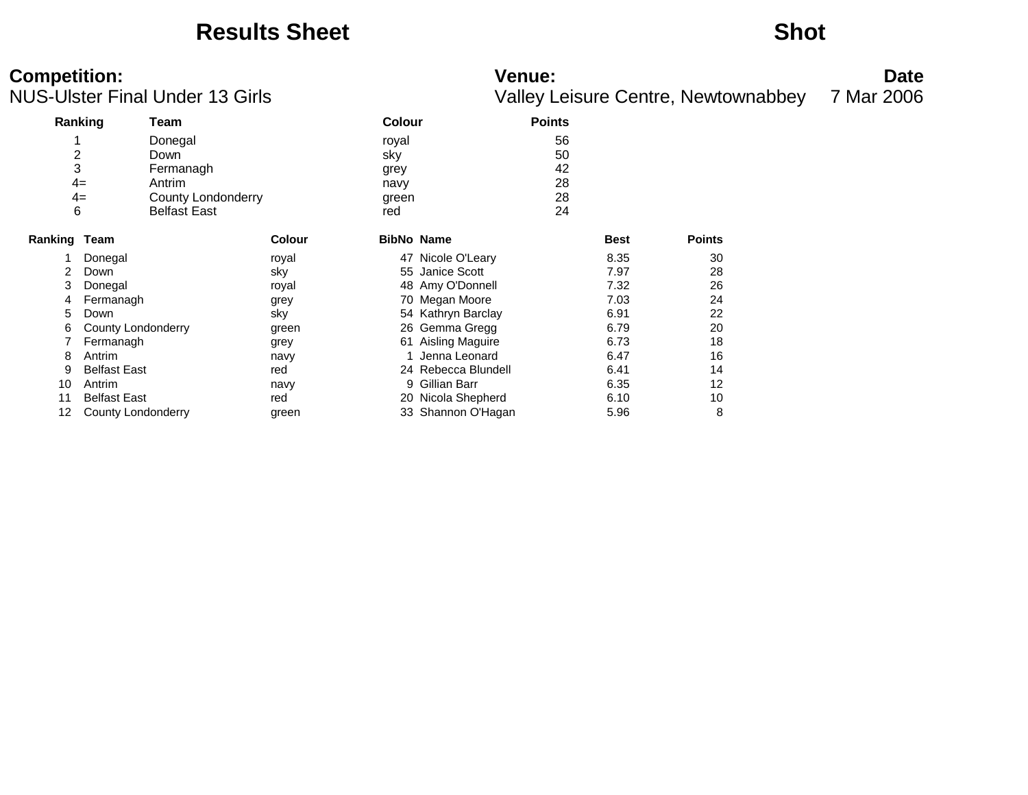# Results Sheet — Shot

**Competition:**
NUS-Ulster Final Under 13 Girls

**Venue:**
Valley Leisure Centre, Newtownabbey

**Date**
7 Mar 2006

| Ranking | Team | Colour | Points |
|---|---|---|---|
| 1 | Donegal | royal | 56 |
| 2 | Down | sky | 50 |
| 3 | Fermanagh | grey | 42 |
| 4= | Antrim | navy | 28 |
| 4= | County Londonderry | green | 28 |
| 6 | Belfast East | red | 24 |

| Ranking | Team | Colour | BibNo | Name | Best | Points |
|---|---|---|---|---|---|---|
| 1 | Donegal | royal | 47 | Nicole O'Leary | 8.35 | 30 |
| 2 | Down | sky | 55 | Janice Scott | 7.97 | 28 |
| 3 | Donegal | royal | 48 | Amy O'Donnell | 7.32 | 26 |
| 4 | Fermanagh | grey | 70 | Megan Moore | 7.03 | 24 |
| 5 | Down | sky | 54 | Kathryn Barclay | 6.91 | 22 |
| 6 | County Londonderry | green | 26 | Gemma Gregg | 6.79 | 20 |
| 7 | Fermanagh | grey | 61 | Aisling Maguire | 6.73 | 18 |
| 8 | Antrim | navy | 1 | Jenna Leonard | 6.47 | 16 |
| 9 | Belfast East | red | 24 | Rebecca Blundell | 6.41 | 14 |
| 10 | Antrim | navy | 9 | Gillian Barr | 6.35 | 12 |
| 11 | Belfast East | red | 20 | Nicola Shepherd | 6.10 | 10 |
| 12 | County Londonderry | green | 33 | Shannon O'Hagan | 5.96 | 8 |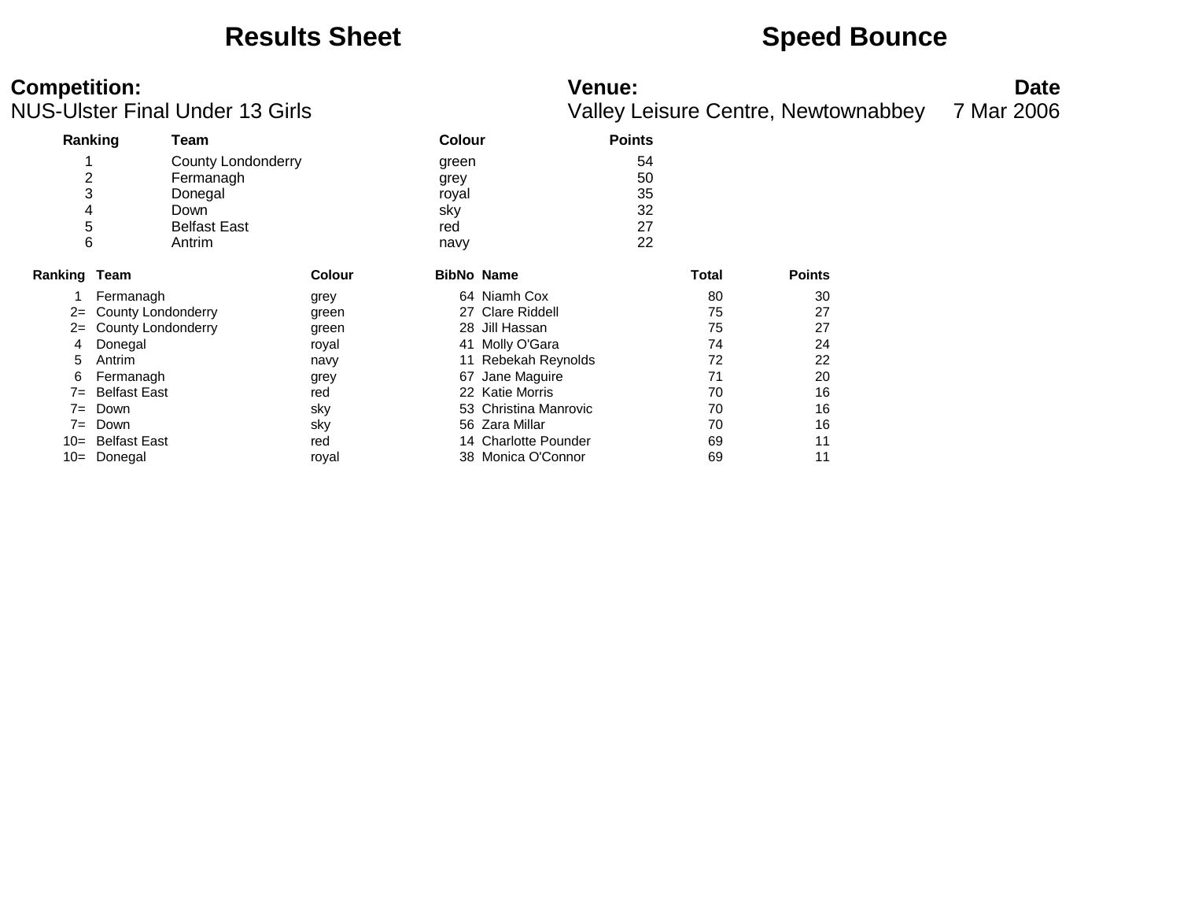# Results Sheet

# Speed Bounce

**Competition:**
NUS-Ulster Final Under 13 Girls

**Venue:**
Valley Leisure Centre, Newtownabbey

**Date**
7 Mar 2006

| Ranking | Team | Colour | Points |
|---|---|---|---|
| 1 | County Londonderry | green | 54 |
| 2 | Fermanagh | grey | 50 |
| 3 | Donegal | royal | 35 |
| 4 | Down | sky | 32 |
| 5 | Belfast East | red | 27 |
| 6 | Antrim | navy | 22 |

| Ranking | Team | Colour | BibNo | Name | Total | Points |
|---|---|---|---|---|---|---|
| 1 | Fermanagh | grey | 64 | Niamh Cox | 80 | 30 |
| 2= | County Londonderry | green | 27 | Clare Riddell | 75 | 27 |
| 2= | County Londonderry | green | 28 | Jill Hassan | 75 | 27 |
| 4 | Donegal | royal | 41 | Molly O'Gara | 74 | 24 |
| 5 | Antrim | navy | 11 | Rebekah Reynolds | 72 | 22 |
| 6 | Fermanagh | grey | 67 | Jane Maguire | 71 | 20 |
| 7= | Belfast East | red | 22 | Katie Morris | 70 | 16 |
| 7= | Down | sky | 53 | Christina Manrovic | 70 | 16 |
| 7= | Down | sky | 56 | Zara Millar | 70 | 16 |
| 10= | Belfast East | red | 14 | Charlotte Pounder | 69 | 11 |
| 10= | Donegal | royal | 38 | Monica O'Connor | 69 | 11 |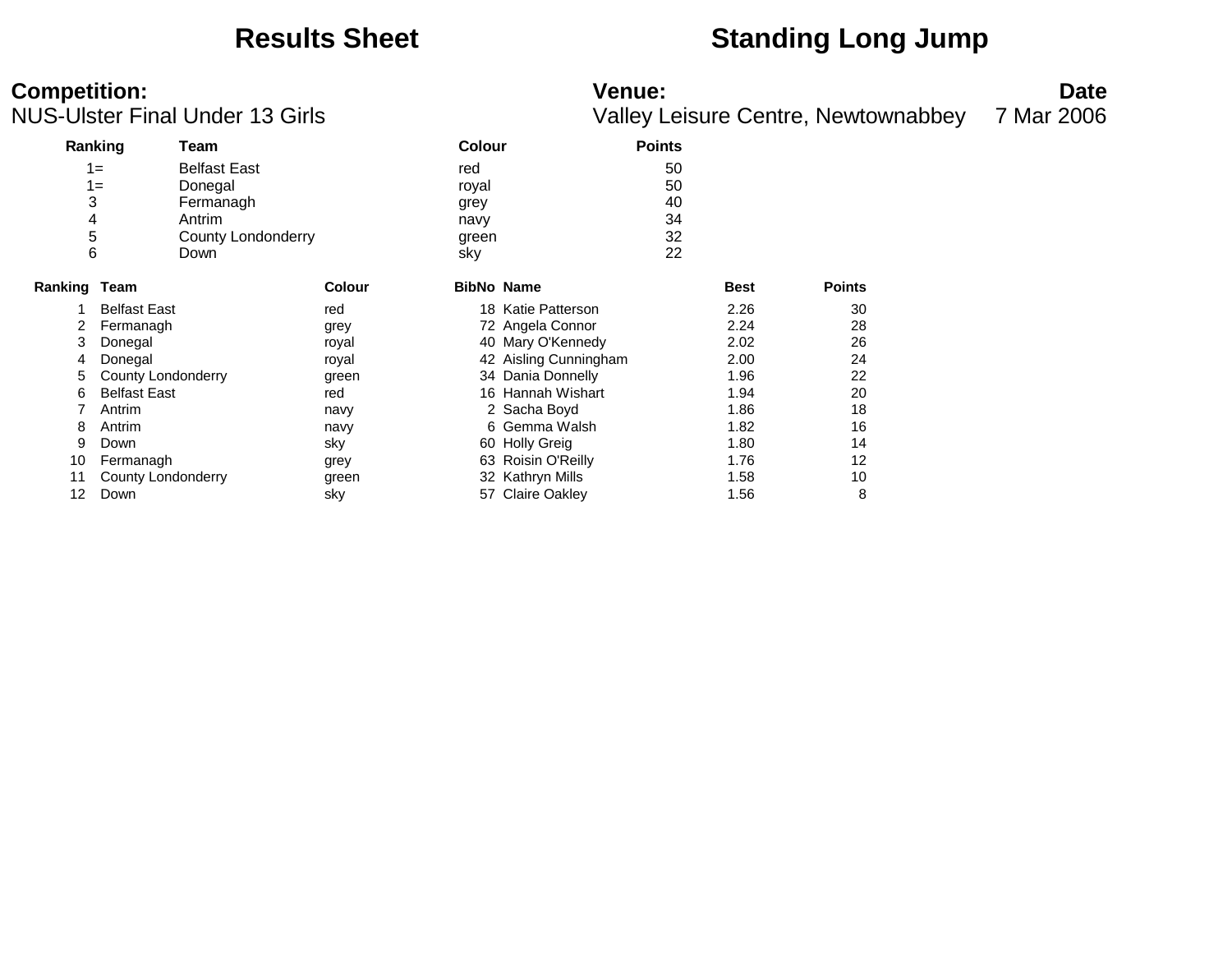# Results Sheet

# Standing Long Jump

**Competition:**
NUS-Ulster Final Under 13 Girls

**Venue:**
Valley Leisure Centre, Newtownabbey

**Date**
7 Mar 2006

| Ranking | Team | Colour | Points |
|---|---|---|---|
| 1= | Belfast East | red | 50 |
| 1= | Donegal | royal | 50 |
| 3 | Fermanagh | grey | 40 |
| 4 | Antrim | navy | 34 |
| 5 | County Londonderry | green | 32 |
| 6 | Down | sky | 22 |

| Ranking | Team | Colour | BibNo | Name | Best | Points |
|---|---|---|---|---|---|---|
| 1 | Belfast East | red | 18 | Katie Patterson | 2.26 | 30 |
| 2 | Fermanagh | grey | 72 | Angela Connor | 2.24 | 28 |
| 3 | Donegal | royal | 40 | Mary O'Kennedy | 2.02 | 26 |
| 4 | Donegal | royal | 42 | Aisling Cunningham | 2.00 | 24 |
| 5 | County Londonderry | green | 34 | Dania Donnelly | 1.96 | 22 |
| 6 | Belfast East | red | 16 | Hannah Wishart | 1.94 | 20 |
| 7 | Antrim | navy | 2 | Sacha Boyd | 1.86 | 18 |
| 8 | Antrim | navy | 6 | Gemma Walsh | 1.82 | 16 |
| 9 | Down | sky | 60 | Holly Greig | 1.80 | 14 |
| 10 | Fermanagh | grey | 63 | Roisin O'Reilly | 1.76 | 12 |
| 11 | County Londonderry | green | 32 | Kathryn Mills | 1.58 | 10 |
| 12 | Down | sky | 57 | Claire Oakley | 1.56 | 8 |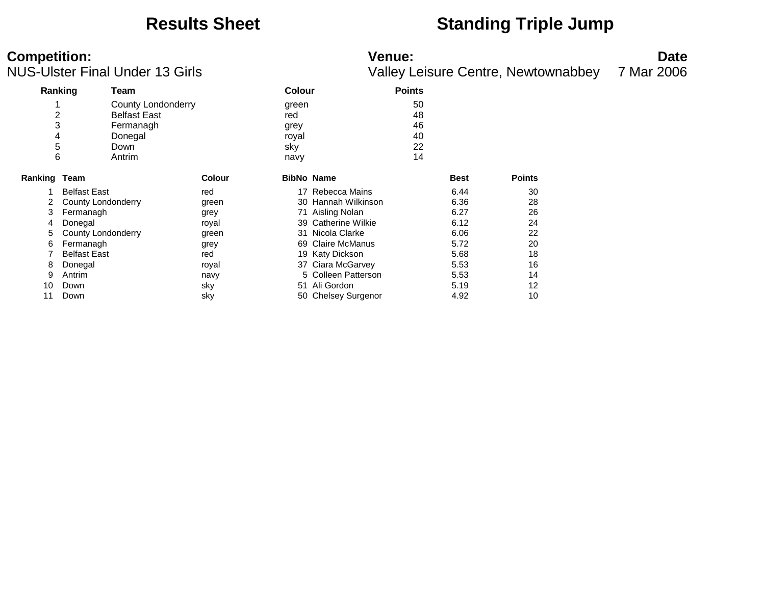# Results Sheet — Standing Triple Jump

**Competition:**
NUS-Ulster Final Under 13 Girls

**Venue:**
Valley Leisure Centre, Newtownabbey

**Date**
7 Mar 2006

| Ranking | Team | Colour | Points |
|---|---|---|---|
| 1 | County Londonderry | green | 50 |
| 2 | Belfast East | red | 48 |
| 3 | Fermanagh | grey | 46 |
| 4 | Donegal | royal | 40 |
| 5 | Down | sky | 22 |
| 6 | Antrim | navy | 14 |

| Ranking | Team | Colour | BibNo | Name | Best | Points |
|---|---|---|---|---|---|---|
| 1 | Belfast East | red | 17 | Rebecca Mains | 6.44 | 30 |
| 2 | County Londonderry | green | 30 | Hannah Wilkinson | 6.36 | 28 |
| 3 | Fermanagh | grey | 71 | Aisling Nolan | 6.27 | 26 |
| 4 | Donegal | royal | 39 | Catherine Wilkie | 6.12 | 24 |
| 5 | County Londonderry | green | 31 | Nicola Clarke | 6.06 | 22 |
| 6 | Fermanagh | grey | 69 | Claire McManus | 5.72 | 20 |
| 7 | Belfast East | red | 19 | Katy Dickson | 5.68 | 18 |
| 8 | Donegal | royal | 37 | Ciara McGarvey | 5.53 | 16 |
| 9 | Antrim | navy | 5 | Colleen Patterson | 5.53 | 14 |
| 10 | Down | sky | 51 | Ali Gordon | 5.19 | 12 |
| 11 | Down | sky | 50 | Chelsey Surgenor | 4.92 | 10 |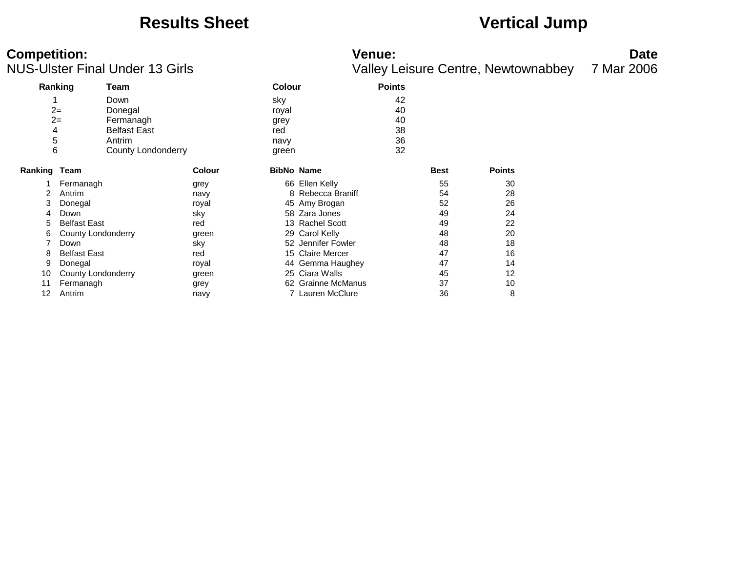# Results Sheet

# Vertical Jump

**Competition:**
NUS-Ulster Final Under 13 Girls

**Venue:**
Valley Leisure Centre, Newtownabbey

**Date**
7 Mar 2006

| Ranking | Team | Colour | Points |
|---|---|---|---|
| 1 | Down | sky | 42 |
| 2= | Donegal | royal | 40 |
| 2= | Fermanagh | grey | 40 |
| 4 | Belfast East | red | 38 |
| 5 | Antrim | navy | 36 |
| 6 | County Londonderry | green | 32 |

| Ranking | Team | Colour | BibNo | Name | Best | Points |
|---|---|---|---|---|---|---|
| 1 | Fermanagh | grey | 66 | Ellen Kelly | 55 | 30 |
| 2 | Antrim | navy | 8 | Rebecca Braniff | 54 | 28 |
| 3 | Donegal | royal | 45 | Amy Brogan | 52 | 26 |
| 4 | Down | sky | 58 | Zara Jones | 49 | 24 |
| 5 | Belfast East | red | 13 | Rachel Scott | 49 | 22 |
| 6 | County Londonderry | green | 29 | Carol Kelly | 48 | 20 |
| 7 | Down | sky | 52 | Jennifer Fowler | 48 | 18 |
| 8 | Belfast East | red | 15 | Claire Mercer | 47 | 16 |
| 9 | Donegal | royal | 44 | Gemma Haughey | 47 | 14 |
| 10 | County Londonderry | green | 25 | Ciara Walls | 45 | 12 |
| 11 | Fermanagh | grey | 62 | Grainne McManus | 37 | 10 |
| 12 | Antrim | navy | 7 | Lauren McClure | 36 | 8 |